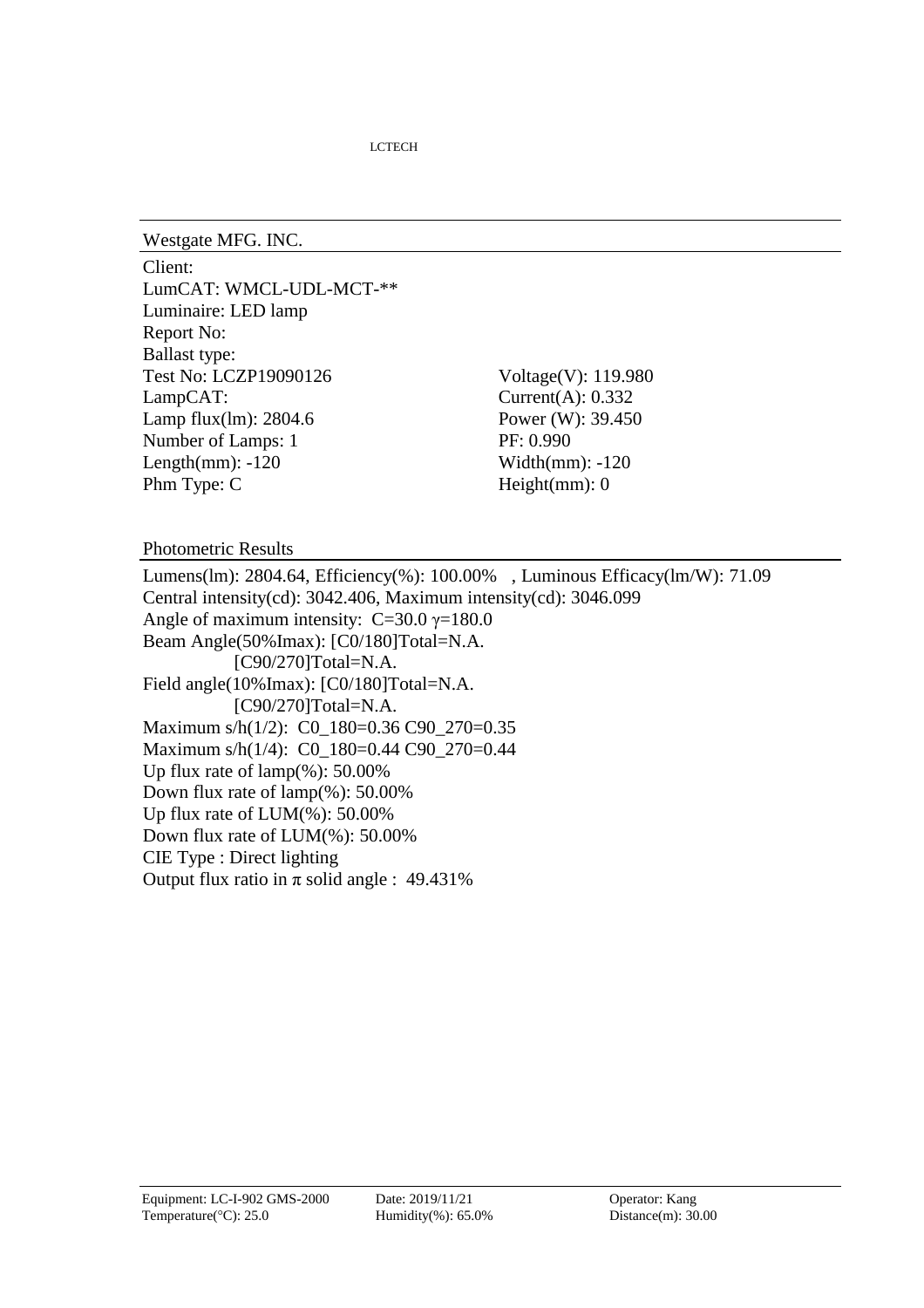LCTECH

## Westgate MFG. INC.

Client:
LumCAT: WMCL-UDL-MCT-**
Luminaire: LED lamp
Report No:
Ballast type:
Test No: LCZP19090126
LampCAT:
Lamp flux(lm): 2804.6
Number of Lamps: 1
Length(mm): -120
Phm Type: C

Voltage(V): 119.980
Current(A): 0.332
Power (W): 39.450
PF: 0.990
Width(mm): -120
Height(mm): 0

## Photometric Results

Lumens(lm): 2804.64, Efficiency(%): 100.00% , Luminous Efficacy(lm/W): 71.09
Central intensity(cd): 3042.406, Maximum intensity(cd): 3046.099
Angle of maximum intensity: C=30.0 $\gamma$=180.0
Beam Angle(50%Imax): [C0/180]Total=N.A.
[C90/270]Total=N.A.
Field angle(10%Imax): [C0/180]Total=N.A.
[C90/270]Total=N.A.
Maximum s/h(1/2): C0_180=0.36 C90_270=0.35
Maximum s/h(1/4): C0_180=0.44 C90_270=0.44
Up flux rate of lamp(%): 50.00%
Down flux rate of lamp(%): 50.00%
Up flux rate of LUM(%): 50.00%
Down flux rate of LUM(%): 50.00%
CIE Type : Direct lighting
Output flux ratio in $\pi$ solid angle : 49.431%

Equipment: LC-I-902 GMS-2000
Temperature(°C): 25.0
Date: 2019/11/21
Humidity(%): 65.0%
Operator: Kang
Distance(m): 30.00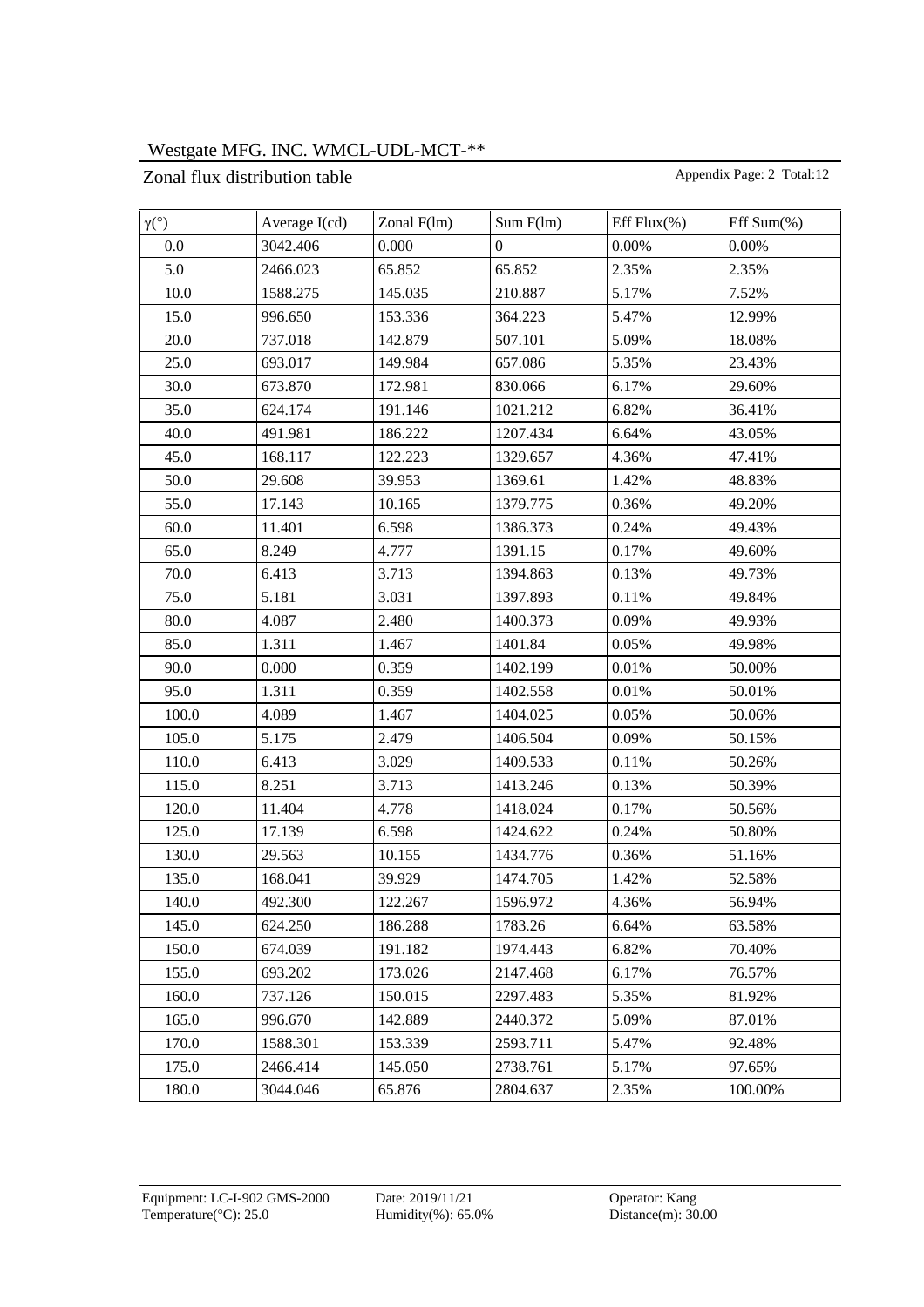Westgate MFG. INC. WMCL-UDL-MCT-**

## Zonal flux distribution table

| γ(°) | Average I(cd) | Zonal F(lm) | Sum F(lm) | Eff Flux(%) | Eff Sum(%) |
|---|---|---|---|---|---|
| 0.0 | 3042.406 | 0.000 | 0 | 0.00% | 0.00% |
| 5.0 | 2466.023 | 65.852 | 65.852 | 2.35% | 2.35% |
| 10.0 | 1588.275 | 145.035 | 210.887 | 5.17% | 7.52% |
| 15.0 | 996.650 | 153.336 | 364.223 | 5.47% | 12.99% |
| 20.0 | 737.018 | 142.879 | 507.101 | 5.09% | 18.08% |
| 25.0 | 693.017 | 149.984 | 657.086 | 5.35% | 23.43% |
| 30.0 | 673.870 | 172.981 | 830.066 | 6.17% | 29.60% |
| 35.0 | 624.174 | 191.146 | 1021.212 | 6.82% | 36.41% |
| 40.0 | 491.981 | 186.222 | 1207.434 | 6.64% | 43.05% |
| 45.0 | 168.117 | 122.223 | 1329.657 | 4.36% | 47.41% |
| 50.0 | 29.608 | 39.953 | 1369.61 | 1.42% | 48.83% |
| 55.0 | 17.143 | 10.165 | 1379.775 | 0.36% | 49.20% |
| 60.0 | 11.401 | 6.598 | 1386.373 | 0.24% | 49.43% |
| 65.0 | 8.249 | 4.777 | 1391.15 | 0.17% | 49.60% |
| 70.0 | 6.413 | 3.713 | 1394.863 | 0.13% | 49.73% |
| 75.0 | 5.181 | 3.031 | 1397.893 | 0.11% | 49.84% |
| 80.0 | 4.087 | 2.480 | 1400.373 | 0.09% | 49.93% |
| 85.0 | 1.311 | 1.467 | 1401.84 | 0.05% | 49.98% |
| 90.0 | 0.000 | 0.359 | 1402.199 | 0.01% | 50.00% |
| 95.0 | 1.311 | 0.359 | 1402.558 | 0.01% | 50.01% |
| 100.0 | 4.089 | 1.467 | 1404.025 | 0.05% | 50.06% |
| 105.0 | 5.175 | 2.479 | 1406.504 | 0.09% | 50.15% |
| 110.0 | 6.413 | 3.029 | 1409.533 | 0.11% | 50.26% |
| 115.0 | 8.251 | 3.713 | 1413.246 | 0.13% | 50.39% |
| 120.0 | 11.404 | 4.778 | 1418.024 | 0.17% | 50.56% |
| 125.0 | 17.139 | 6.598 | 1424.622 | 0.24% | 50.80% |
| 130.0 | 29.563 | 10.155 | 1434.776 | 0.36% | 51.16% |
| 135.0 | 168.041 | 39.929 | 1474.705 | 1.42% | 52.58% |
| 140.0 | 492.300 | 122.267 | 1596.972 | 4.36% | 56.94% |
| 145.0 | 624.250 | 186.288 | 1783.26 | 6.64% | 63.58% |
| 150.0 | 674.039 | 191.182 | 1974.443 | 6.82% | 70.40% |
| 155.0 | 693.202 | 173.026 | 2147.468 | 6.17% | 76.57% |
| 160.0 | 737.126 | 150.015 | 2297.483 | 5.35% | 81.92% |
| 165.0 | 996.670 | 142.889 | 2440.372 | 5.09% | 87.01% |
| 170.0 | 1588.301 | 153.339 | 2593.711 | 5.47% | 92.48% |
| 175.0 | 2466.414 | 145.050 | 2738.761 | 5.17% | 97.65% |
| 180.0 | 3044.046 | 65.876 | 2804.637 | 2.35% | 100.00% |

Equipment: LC-I-902 GMS-2000    Date: 2019/11/21    Operator: Kang
Temperature(°C): 25.0    Humidity(%): 65.0%    Distance(m): 30.00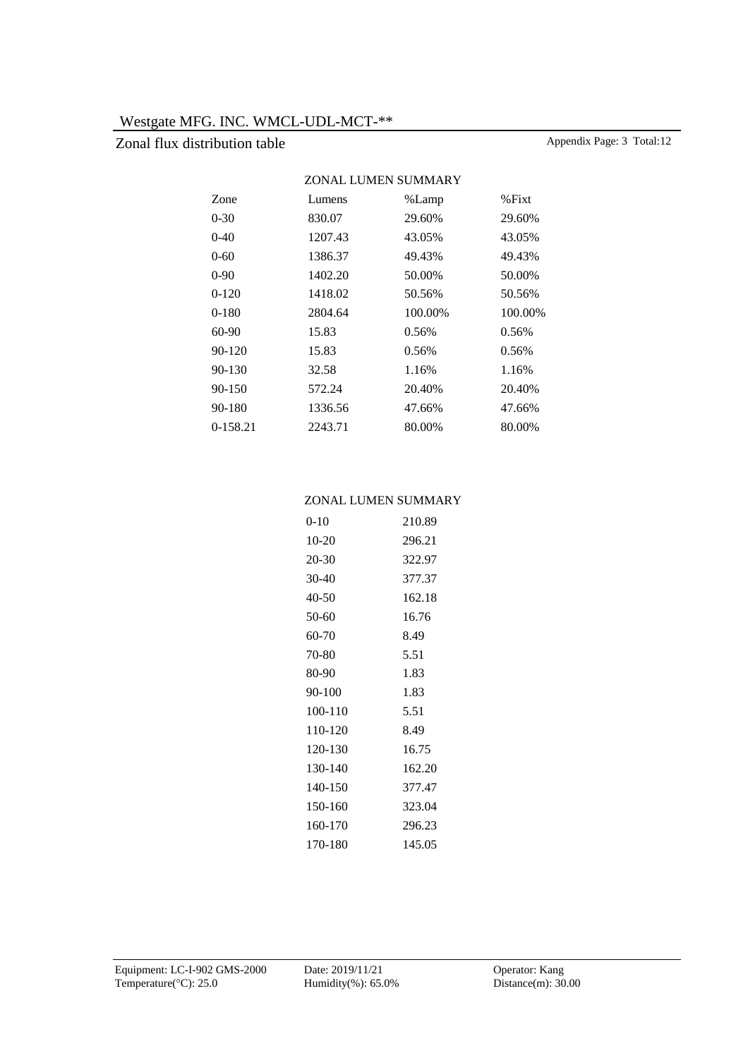Westgate MFG. INC. WMCL-UDL-MCT-**

## Zonal flux distribution table

### ZONAL LUMEN SUMMARY

| Zone | Lumens | %Lamp | %Fixt |
|---|---|---|---|
| 0-30 | 830.07 | 29.60% | 29.60% |
| 0-40 | 1207.43 | 43.05% | 43.05% |
| 0-60 | 1386.37 | 49.43% | 49.43% |
| 0-90 | 1402.20 | 50.00% | 50.00% |
| 0-120 | 1418.02 | 50.56% | 50.56% |
| 0-180 | 2804.64 | 100.00% | 100.00% |
| 60-90 | 15.83 | 0.56% | 0.56% |
| 90-120 | 15.83 | 0.56% | 0.56% |
| 90-130 | 32.58 | 1.16% | 1.16% |
| 90-150 | 572.24 | 20.40% | 20.40% |
| 90-180 | 1336.56 | 47.66% | 47.66% |
| 0-158.21 | 2243.71 | 80.00% | 80.00% |

### ZONAL LUMEN SUMMARY

| Zone | Lumens |
|---|---|
| 0-10 | 210.89 |
| 10-20 | 296.21 |
| 20-30 | 322.97 |
| 30-40 | 377.37 |
| 40-50 | 162.18 |
| 50-60 | 16.76 |
| 60-70 | 8.49 |
| 70-80 | 5.51 |
| 80-90 | 1.83 |
| 90-100 | 1.83 |
| 100-110 | 5.51 |
| 110-120 | 8.49 |
| 120-130 | 16.75 |
| 130-140 | 162.20 |
| 140-150 | 377.47 |
| 150-160 | 323.04 |
| 160-170 | 296.23 |
| 170-180 | 145.05 |

Equipment: LC-I-902 GMS-2000 Date: 2019/11/21 Operator: Kang
Temperature(°C): 25.0 Humidity(%): 65.0% Distance(m): 30.00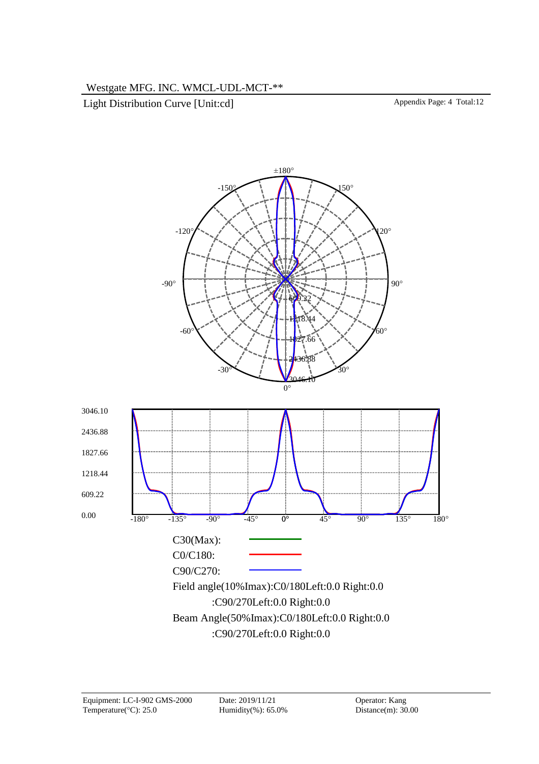Westgate MFG. INC. WMCL-UDL-MCT-**

Light Distribution Curve [Unit:cd]

Appendix Page: 4 Total:12

C30(Max):

C0/C180:

C90/C270:

Field angle(10%Imax):C0/180Left:0.0 Right:0.0

:C90/270Left:0.0 Right:0.0

Beam Angle(50%Imax):C0/180Left:0.0 Right:0.0

:C90/270Left:0.0 Right:0.0

| | | |
|---|---|---|
| Equipment: LC-I-902 GMS-2000 | Date: 2019/11/21 | Operator: Kang |
| Temperature(°C): 25.0 | Humidity(%): 65.0% | Distance(m): 30.00 |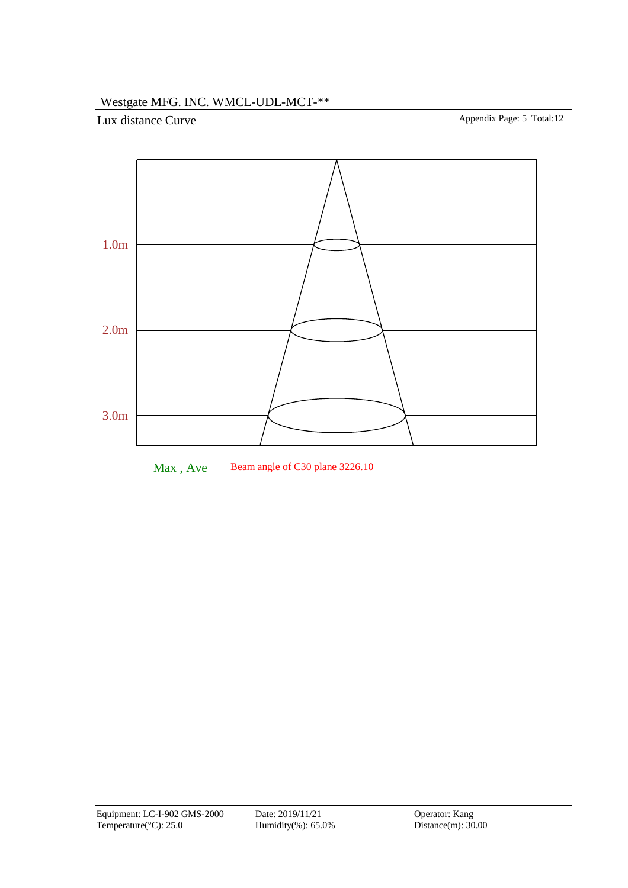Westgate MFG. INC. WMCL-UDL-MCT-**

Lux distance Curve

Appendix Page: 5 Total:12

1.0m

2.0m

3.0m

Max , Ave  Beam angle of C30 plane 3226.10

Equipment: LC-I-902 GMS-2000
Temperature(°C): 25.0

Date: 2019/11/21
Humidity(%): 65.0%

Operator: Kang
Distance(m): 30.00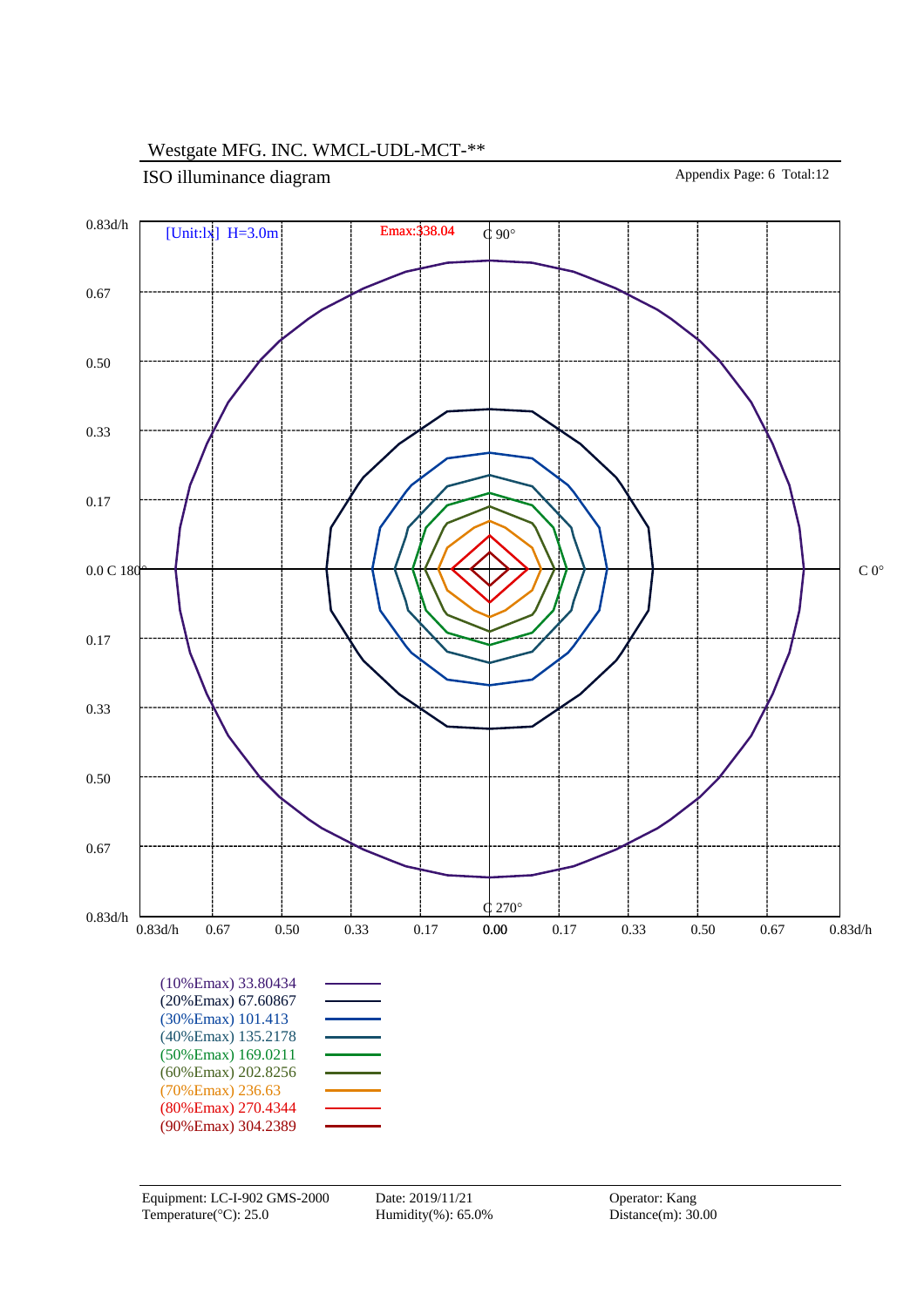Westgate MFG. INC. WMCL-UDL-MCT-**

## ISO illuminance diagram

Appendix Page: 6 Total:12

[Unit:lx] H=3.0m

Emax:338.04

C 90°

C 0°

0.0 C 180°

C 270°

Axis labels: 0.83d/h, 0.67, 0.50, 0.33, 0.17, 0.00, 0.17, 0.33, 0.50, 0.67, 0.83d/h

| Level | Value |
| --- | --- |
| (10%Emax) | 33.80434 |
| (20%Emax) | 67.60867 |
| (30%Emax) | 101.413 |
| (40%Emax) | 135.2178 |
| (50%Emax) | 169.0211 |
| (60%Emax) | 202.8256 |
| (70%Emax) | 236.63 |
| (80%Emax) | 270.4344 |
| (90%Emax) | 304.2389 |

Equipment: LC-I-902 GMS-2000
Temperature(°C): 25.0

Date: 2019/11/21
Humidity(%): 65.0%

Operator: Kang
Distance(m): 30.00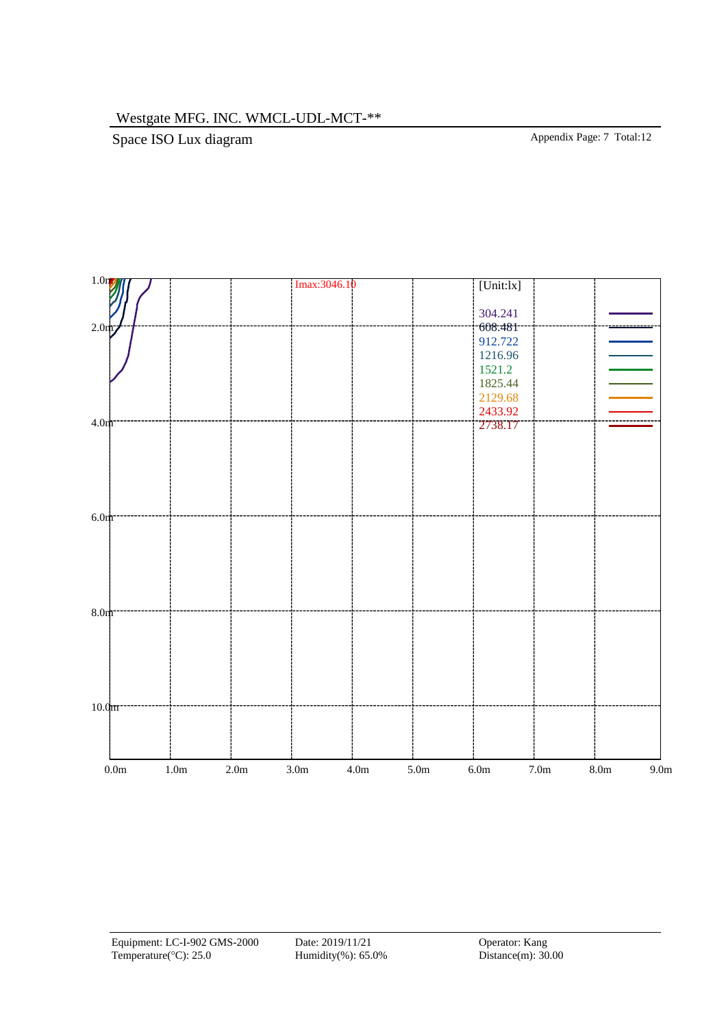Westgate MFG. INC. WMCL-UDL-MCT-**

Space ISO Lux diagram

Appendix Page: 7 Total:12

Imax:3046.10

[Unit:lx]

| Value |
|---|
| 304.241 |
| 608.481 |
| 912.722 |
| 1216.96 |
| 1521.2 |
| 1825.44 |
| 2129.68 |
| 2433.92 |
| 2738.17 |

Y axis: 1.0m, 2.0m, 4.0m, 6.0m, 8.0m, 10.0m

X axis: 0.0m, 1.0m, 2.0m, 3.0m, 4.0m, 5.0m, 6.0m, 7.0m, 8.0m, 9.0m

Equipment: LC-I-902 GMS-2000
Temperature(°C): 25.0

Date: 2019/11/21
Humidity(%): 65.0%

Operator: Kang
Distance(m): 30.00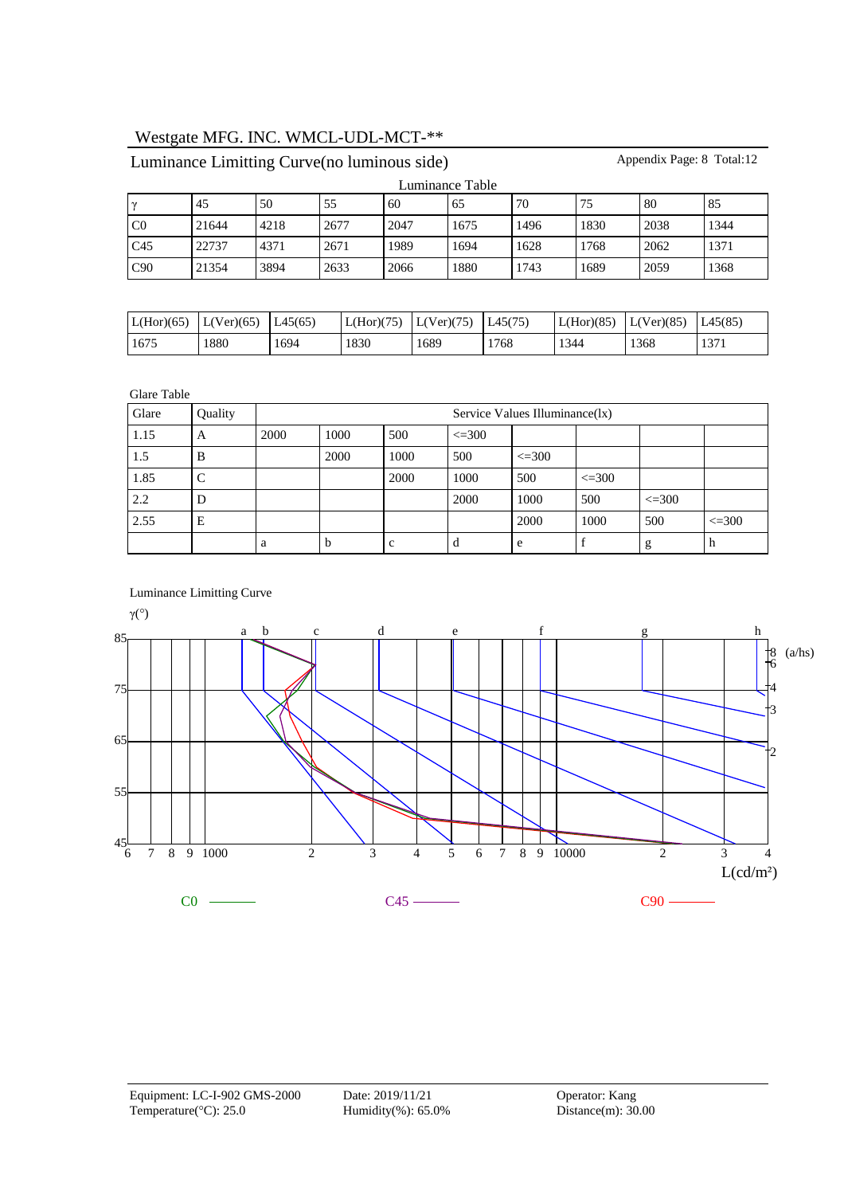# Westgate MFG. INC. WMCL-UDL-MCT-**

## Luminance Limitting Curve(no luminous side)

Appendix Page: 8 Total:12

Luminance Table

| γ | 45 | 50 | 55 | 60 | 65 | 70 | 75 | 80 | 85 |
|---|---|---|---|---|---|---|---|---|---|
| C0 | 21644 | 4218 | 2677 | 2047 | 1675 | 1496 | 1830 | 2038 | 1344 |
| C45 | 22737 | 4371 | 2671 | 1989 | 1694 | 1628 | 1768 | 2062 | 1371 |
| C90 | 21354 | 3894 | 2633 | 2066 | 1880 | 1743 | 1689 | 2059 | 1368 |

| L(Hor)(65) | L(Ver)(65) | L45(65) | L(Hor)(75) | L(Ver)(75) | L45(75) | L(Hor)(85) | L(Ver)(85) | L45(85) |
|---|---|---|---|---|---|---|---|---|
| 1675 | 1880 | 1694 | 1830 | 1689 | 1768 | 1344 | 1368 | 1371 |

Glare Table

| Glare | Quality | Service Values Illuminance(lx) | | | | | | | |
|---|---|---|---|---|---|---|---|---|---|
| 1.15 | A | 2000 | 1000 | 500 | <=300 | | | | |
| 1.5 | B | | 2000 | 1000 | 500 | <=300 | | | |
| 1.85 | C | | | 2000 | 1000 | 500 | <=300 | | |
| 2.2 | D | | | | 2000 | 1000 | 500 | <=300 | |
| 2.55 | E | | | | | 2000 | 1000 | 500 | <=300 |
| | | a | b | c | d | e | f | g | h |

Luminance Limitting Curve

γ(°)

a b c d e f g h

85 75 65 55 45

8 6 4 3 2 (a/hs)

6 7 8 9 1000 2 3 4 5 6 7 8 9 10000 2 3 4

L(cd/m²)

C0 ——— C45 ——— C90 ———

Equipment: LC-I-902 GMS-2000
Temperature(°C): 25.0

Date: 2019/11/21
Humidity(%): 65.0%

Operator: Kang
Distance(m): 30.00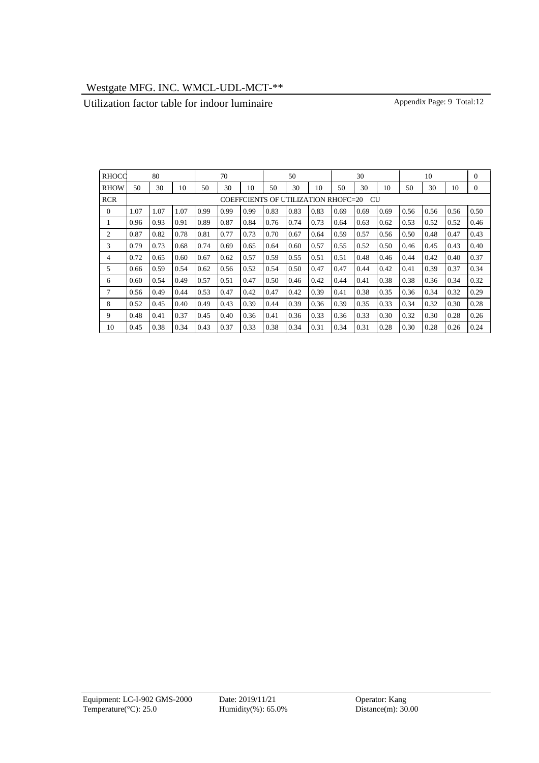# Westgate MFG. INC. WMCL-UDL-MCT-**

## Utilization factor table for indoor luminaire

| RHOCC | 80 | | | 70 | | | 50 | | | 30 | | | 10 | | | 0 |
|---|---|---|---|---|---|---|---|---|---|---|---|---|---|---|---|---|
| RHOW | 50 | 30 | 10 | 50 | 30 | 10 | 50 | 30 | 10 | 50 | 30 | 10 | 50 | 30 | 10 | 0 |
| RCR | COEFFCIENTS OF UTILIZATION RHOFC=20 CU | | | | | | | | | | | | | | | |
| 0 | 1.07 | 1.07 | 1.07 | 0.99 | 0.99 | 0.99 | 0.83 | 0.83 | 0.83 | 0.69 | 0.69 | 0.69 | 0.56 | 0.56 | 0.56 | 0.50 |
| 1 | 0.96 | 0.93 | 0.91 | 0.89 | 0.87 | 0.84 | 0.76 | 0.74 | 0.73 | 0.64 | 0.63 | 0.62 | 0.53 | 0.52 | 0.52 | 0.46 |
| 2 | 0.87 | 0.82 | 0.78 | 0.81 | 0.77 | 0.73 | 0.70 | 0.67 | 0.64 | 0.59 | 0.57 | 0.56 | 0.50 | 0.48 | 0.47 | 0.43 |
| 3 | 0.79 | 0.73 | 0.68 | 0.74 | 0.69 | 0.65 | 0.64 | 0.60 | 0.57 | 0.55 | 0.52 | 0.50 | 0.46 | 0.45 | 0.43 | 0.40 |
| 4 | 0.72 | 0.65 | 0.60 | 0.67 | 0.62 | 0.57 | 0.59 | 0.55 | 0.51 | 0.51 | 0.48 | 0.46 | 0.44 | 0.42 | 0.40 | 0.37 |
| 5 | 0.66 | 0.59 | 0.54 | 0.62 | 0.56 | 0.52 | 0.54 | 0.50 | 0.47 | 0.47 | 0.44 | 0.42 | 0.41 | 0.39 | 0.37 | 0.34 |
| 6 | 0.60 | 0.54 | 0.49 | 0.57 | 0.51 | 0.47 | 0.50 | 0.46 | 0.42 | 0.44 | 0.41 | 0.38 | 0.38 | 0.36 | 0.34 | 0.32 |
| 7 | 0.56 | 0.49 | 0.44 | 0.53 | 0.47 | 0.42 | 0.47 | 0.42 | 0.39 | 0.41 | 0.38 | 0.35 | 0.36 | 0.34 | 0.32 | 0.29 |
| 8 | 0.52 | 0.45 | 0.40 | 0.49 | 0.43 | 0.39 | 0.44 | 0.39 | 0.36 | 0.39 | 0.35 | 0.33 | 0.34 | 0.32 | 0.30 | 0.28 |
| 9 | 0.48 | 0.41 | 0.37 | 0.45 | 0.40 | 0.36 | 0.41 | 0.36 | 0.33 | 0.36 | 0.33 | 0.30 | 0.32 | 0.30 | 0.28 | 0.26 |
| 10 | 0.45 | 0.38 | 0.34 | 0.43 | 0.37 | 0.33 | 0.38 | 0.34 | 0.31 | 0.34 | 0.31 | 0.28 | 0.30 | 0.28 | 0.26 | 0.24 |

Equipment: LC-I-902 GMS-2000 Date: 2019/11/21 Operator: Kang
Temperature(°C): 25.0 Humidity(%): 65.0% Distance(m): 30.00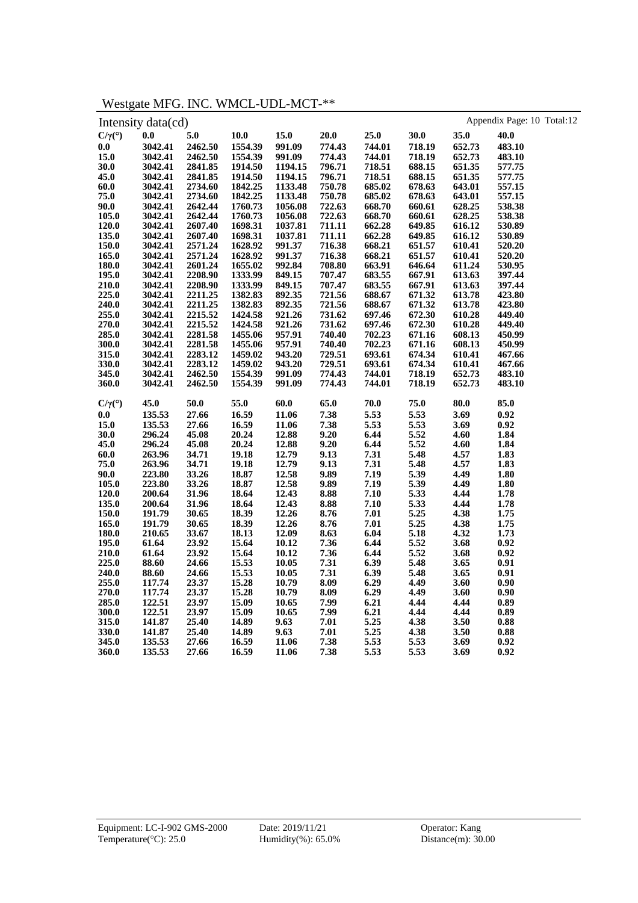Westgate MFG. INC. WMCL-UDL-MCT-**

Intensity data(cd)

| C/γ(°) | 0.0 | 5.0 | 10.0 | 15.0 | 20.0 | 25.0 | 30.0 | 35.0 | 40.0 |
|---|---|---|---|---|---|---|---|---|---|
| 0.0 | 3042.41 | 2462.50 | 1554.39 | 991.09 | 774.43 | 744.01 | 718.19 | 652.73 | 483.10 |
| 15.0 | 3042.41 | 2462.50 | 1554.39 | 991.09 | 774.43 | 744.01 | 718.19 | 652.73 | 483.10 |
| 30.0 | 3042.41 | 2841.85 | 1914.50 | 1194.15 | 796.71 | 718.51 | 688.15 | 651.35 | 577.75 |
| 45.0 | 3042.41 | 2841.85 | 1914.50 | 1194.15 | 796.71 | 718.51 | 688.15 | 651.35 | 577.75 |
| 60.0 | 3042.41 | 2734.60 | 1842.25 | 1133.48 | 750.78 | 685.02 | 678.63 | 643.01 | 557.15 |
| 75.0 | 3042.41 | 2734.60 | 1842.25 | 1133.48 | 750.78 | 685.02 | 678.63 | 643.01 | 557.15 |
| 90.0 | 3042.41 | 2642.44 | 1760.73 | 1056.08 | 722.63 | 668.70 | 660.61 | 628.25 | 538.38 |
| 105.0 | 3042.41 | 2642.44 | 1760.73 | 1056.08 | 722.63 | 668.70 | 660.61 | 628.25 | 538.38 |
| 120.0 | 3042.41 | 2607.40 | 1698.31 | 1037.81 | 711.11 | 662.28 | 649.85 | 616.12 | 530.89 |
| 135.0 | 3042.41 | 2607.40 | 1698.31 | 1037.81 | 711.11 | 662.28 | 649.85 | 616.12 | 530.89 |
| 150.0 | 3042.41 | 2571.24 | 1628.92 | 991.37 | 716.38 | 668.21 | 651.57 | 610.41 | 520.20 |
| 165.0 | 3042.41 | 2571.24 | 1628.92 | 991.37 | 716.38 | 668.21 | 651.57 | 610.41 | 520.20 |
| 180.0 | 3042.41 | 2601.24 | 1655.02 | 992.84 | 708.80 | 663.91 | 646.64 | 611.24 | 530.95 |
| 195.0 | 3042.41 | 2208.90 | 1333.99 | 849.15 | 707.47 | 683.55 | 667.91 | 613.63 | 397.44 |
| 210.0 | 3042.41 | 2208.90 | 1333.99 | 849.15 | 707.47 | 683.55 | 667.91 | 613.63 | 397.44 |
| 225.0 | 3042.41 | 2211.25 | 1382.83 | 892.35 | 721.56 | 688.67 | 671.32 | 613.78 | 423.80 |
| 240.0 | 3042.41 | 2211.25 | 1382.83 | 892.35 | 721.56 | 688.67 | 671.32 | 613.78 | 423.80 |
| 255.0 | 3042.41 | 2215.52 | 1424.58 | 921.26 | 731.62 | 697.46 | 672.30 | 610.28 | 449.40 |
| 270.0 | 3042.41 | 2215.52 | 1424.58 | 921.26 | 731.62 | 697.46 | 672.30 | 610.28 | 449.40 |
| 285.0 | 3042.41 | 2281.58 | 1455.06 | 957.91 | 740.40 | 702.23 | 671.16 | 608.13 | 450.99 |
| 300.0 | 3042.41 | 2281.58 | 1455.06 | 957.91 | 740.40 | 702.23 | 671.16 | 608.13 | 450.99 |
| 315.0 | 3042.41 | 2283.12 | 1459.02 | 943.20 | 729.51 | 693.61 | 674.34 | 610.41 | 467.66 |
| 330.0 | 3042.41 | 2283.12 | 1459.02 | 943.20 | 729.51 | 693.61 | 674.34 | 610.41 | 467.66 |
| 345.0 | 3042.41 | 2462.50 | 1554.39 | 991.09 | 774.43 | 744.01 | 718.19 | 652.73 | 483.10 |
| 360.0 | 3042.41 | 2462.50 | 1554.39 | 991.09 | 774.43 | 744.01 | 718.19 | 652.73 | 483.10 |

| C/γ(°) | 45.0 | 50.0 | 55.0 | 60.0 | 65.0 | 70.0 | 75.0 | 80.0 | 85.0 |
|---|---|---|---|---|---|---|---|---|---|
| 0.0 | 135.53 | 27.66 | 16.59 | 11.06 | 7.38 | 5.53 | 5.53 | 3.69 | 0.92 |
| 15.0 | 135.53 | 27.66 | 16.59 | 11.06 | 7.38 | 5.53 | 5.53 | 3.69 | 0.92 |
| 30.0 | 296.24 | 45.08 | 20.24 | 12.88 | 9.20 | 6.44 | 5.52 | 4.60 | 1.84 |
| 45.0 | 296.24 | 45.08 | 20.24 | 12.88 | 9.20 | 6.44 | 5.52 | 4.60 | 1.84 |
| 60.0 | 263.96 | 34.71 | 19.18 | 12.79 | 9.13 | 7.31 | 5.48 | 4.57 | 1.83 |
| 75.0 | 263.96 | 34.71 | 19.18 | 12.79 | 9.13 | 7.31 | 5.48 | 4.57 | 1.83 |
| 90.0 | 223.80 | 33.26 | 18.87 | 12.58 | 9.89 | 7.19 | 5.39 | 4.49 | 1.80 |
| 105.0 | 223.80 | 33.26 | 18.87 | 12.58 | 9.89 | 7.19 | 5.39 | 4.49 | 1.80 |
| 120.0 | 200.64 | 31.96 | 18.64 | 12.43 | 8.88 | 7.10 | 5.33 | 4.44 | 1.78 |
| 135.0 | 200.64 | 31.96 | 18.64 | 12.43 | 8.88 | 7.10 | 5.33 | 4.44 | 1.78 |
| 150.0 | 191.79 | 30.65 | 18.39 | 12.26 | 8.76 | 7.01 | 5.25 | 4.38 | 1.75 |
| 165.0 | 191.79 | 30.65 | 18.39 | 12.26 | 8.76 | 7.01 | 5.25 | 4.38 | 1.75 |
| 180.0 | 210.65 | 33.67 | 18.13 | 12.09 | 8.63 | 6.04 | 5.18 | 4.32 | 1.73 |
| 195.0 | 61.64 | 23.92 | 15.64 | 10.12 | 7.36 | 6.44 | 5.52 | 3.68 | 0.92 |
| 210.0 | 61.64 | 23.92 | 15.64 | 10.12 | 7.36 | 6.44 | 5.52 | 3.68 | 0.92 |
| 225.0 | 88.60 | 24.66 | 15.53 | 10.05 | 7.31 | 6.39 | 5.48 | 3.65 | 0.91 |
| 240.0 | 88.60 | 24.66 | 15.53 | 10.05 | 7.31 | 6.39 | 5.48 | 3.65 | 0.91 |
| 255.0 | 117.74 | 23.37 | 15.28 | 10.79 | 8.09 | 6.29 | 4.49 | 3.60 | 0.90 |
| 270.0 | 117.74 | 23.37 | 15.28 | 10.79 | 8.09 | 6.29 | 4.49 | 3.60 | 0.90 |
| 285.0 | 122.51 | 23.97 | 15.09 | 10.65 | 7.99 | 6.21 | 4.44 | 4.44 | 0.89 |
| 300.0 | 122.51 | 23.97 | 15.09 | 10.65 | 7.99 | 6.21 | 4.44 | 4.44 | 0.89 |
| 315.0 | 141.87 | 25.40 | 14.89 | 9.63 | 7.01 | 5.25 | 4.38 | 3.50 | 0.88 |
| 330.0 | 141.87 | 25.40 | 14.89 | 9.63 | 7.01 | 5.25 | 4.38 | 3.50 | 0.88 |
| 345.0 | 135.53 | 27.66 | 16.59 | 11.06 | 7.38 | 5.53 | 5.53 | 3.69 | 0.92 |
| 360.0 | 135.53 | 27.66 | 16.59 | 11.06 | 7.38 | 5.53 | 5.53 | 3.69 | 0.92 |

Equipment: LC-I-902 GMS-2000 Date: 2019/11/21 Operator: Kang
Temperature(°C): 25.0 Humidity(%): 65.0% Distance(m): 30.00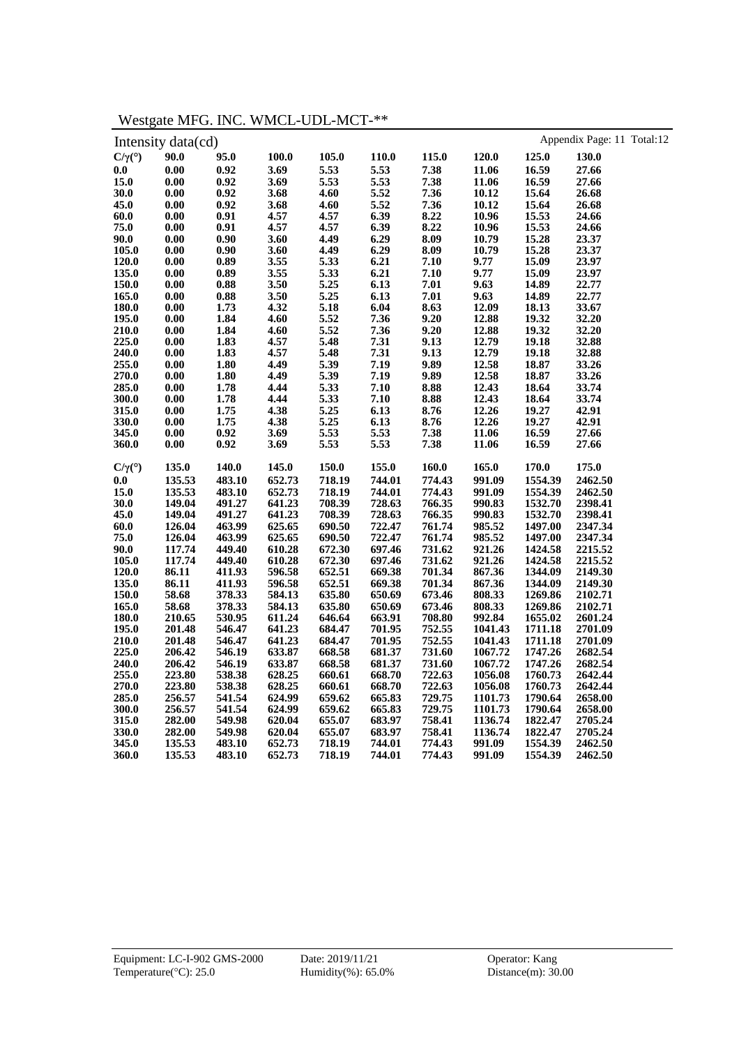Westgate MFG. INC. WMCL-UDL-MCT-**

Intensity data(cd)

Appendix Page: 11 Total:12

| C/γ(°) | 90.0 | 95.0 | 100.0 | 105.0 | 110.0 | 115.0 | 120.0 | 125.0 | 130.0 |
|---|---|---|---|---|---|---|---|---|---|
| 0.0 | 0.00 | 0.92 | 3.69 | 5.53 | 5.53 | 7.38 | 11.06 | 16.59 | 27.66 |
| 15.0 | 0.00 | 0.92 | 3.69 | 5.53 | 5.53 | 7.38 | 11.06 | 16.59 | 27.66 |
| 30.0 | 0.00 | 0.92 | 3.68 | 4.60 | 5.52 | 7.36 | 10.12 | 15.64 | 26.68 |
| 45.0 | 0.00 | 0.92 | 3.68 | 4.60 | 5.52 | 7.36 | 10.12 | 15.64 | 26.68 |
| 60.0 | 0.00 | 0.91 | 4.57 | 4.57 | 6.39 | 8.22 | 10.96 | 15.53 | 24.66 |
| 75.0 | 0.00 | 0.91 | 4.57 | 4.57 | 6.39 | 8.22 | 10.96 | 15.53 | 24.66 |
| 90.0 | 0.00 | 0.90 | 3.60 | 4.49 | 6.29 | 8.09 | 10.79 | 15.28 | 23.37 |
| 105.0 | 0.00 | 0.90 | 3.60 | 4.49 | 6.29 | 8.09 | 10.79 | 15.28 | 23.37 |
| 120.0 | 0.00 | 0.89 | 3.55 | 5.33 | 6.21 | 7.10 | 9.77 | 15.09 | 23.97 |
| 135.0 | 0.00 | 0.89 | 3.55 | 5.33 | 6.21 | 7.10 | 9.77 | 15.09 | 23.97 |
| 150.0 | 0.00 | 0.88 | 3.50 | 5.25 | 6.13 | 7.01 | 9.63 | 14.89 | 22.77 |
| 165.0 | 0.00 | 0.88 | 3.50 | 5.25 | 6.13 | 7.01 | 9.63 | 14.89 | 22.77 |
| 180.0 | 0.00 | 1.73 | 4.32 | 5.18 | 6.04 | 8.63 | 12.09 | 18.13 | 33.67 |
| 195.0 | 0.00 | 1.84 | 4.60 | 5.52 | 7.36 | 9.20 | 12.88 | 19.32 | 32.20 |
| 210.0 | 0.00 | 1.84 | 4.60 | 5.52 | 7.36 | 9.20 | 12.88 | 19.32 | 32.20 |
| 225.0 | 0.00 | 1.83 | 4.57 | 5.48 | 7.31 | 9.13 | 12.79 | 19.18 | 32.88 |
| 240.0 | 0.00 | 1.83 | 4.57 | 5.48 | 7.31 | 9.13 | 12.79 | 19.18 | 32.88 |
| 255.0 | 0.00 | 1.80 | 4.49 | 5.39 | 7.19 | 9.89 | 12.58 | 18.87 | 33.26 |
| 270.0 | 0.00 | 1.80 | 4.49 | 5.39 | 7.19 | 9.89 | 12.58 | 18.87 | 33.26 |
| 285.0 | 0.00 | 1.78 | 4.44 | 5.33 | 7.10 | 8.88 | 12.43 | 18.64 | 33.74 |
| 300.0 | 0.00 | 1.78 | 4.44 | 5.33 | 7.10 | 8.88 | 12.43 | 18.64 | 33.74 |
| 315.0 | 0.00 | 1.75 | 4.38 | 5.25 | 6.13 | 8.76 | 12.26 | 19.27 | 42.91 |
| 330.0 | 0.00 | 1.75 | 4.38 | 5.25 | 6.13 | 8.76 | 12.26 | 19.27 | 42.91 |
| 345.0 | 0.00 | 0.92 | 3.69 | 5.53 | 5.53 | 7.38 | 11.06 | 16.59 | 27.66 |
| 360.0 | 0.00 | 0.92 | 3.69 | 5.53 | 5.53 | 7.38 | 11.06 | 16.59 | 27.66 |

| C/γ(°) | 135.0 | 140.0 | 145.0 | 150.0 | 155.0 | 160.0 | 165.0 | 170.0 | 175.0 |
|---|---|---|---|---|---|---|---|---|---|
| 0.0 | 135.53 | 483.10 | 652.73 | 718.19 | 744.01 | 774.43 | 991.09 | 1554.39 | 2462.50 |
| 15.0 | 135.53 | 483.10 | 652.73 | 718.19 | 744.01 | 774.43 | 991.09 | 1554.39 | 2462.50 |
| 30.0 | 149.04 | 491.27 | 641.23 | 708.39 | 728.63 | 766.35 | 990.83 | 1532.70 | 2398.41 |
| 45.0 | 149.04 | 491.27 | 641.23 | 708.39 | 728.63 | 766.35 | 990.83 | 1532.70 | 2398.41 |
| 60.0 | 126.04 | 463.99 | 625.65 | 690.50 | 722.47 | 761.74 | 985.52 | 1497.00 | 2347.34 |
| 75.0 | 126.04 | 463.99 | 625.65 | 690.50 | 722.47 | 761.74 | 985.52 | 1497.00 | 2347.34 |
| 90.0 | 117.74 | 449.40 | 610.28 | 672.30 | 697.46 | 731.62 | 921.26 | 1424.58 | 2215.52 |
| 105.0 | 117.74 | 449.40 | 610.28 | 672.30 | 697.46 | 731.62 | 921.26 | 1424.58 | 2215.52 |
| 120.0 | 86.11 | 411.93 | 596.58 | 652.51 | 669.38 | 701.34 | 867.36 | 1344.09 | 2149.30 |
| 135.0 | 86.11 | 411.93 | 596.58 | 652.51 | 669.38 | 701.34 | 867.36 | 1344.09 | 2149.30 |
| 150.0 | 58.68 | 378.33 | 584.13 | 635.80 | 650.69 | 673.46 | 808.33 | 1269.86 | 2102.71 |
| 165.0 | 58.68 | 378.33 | 584.13 | 635.80 | 650.69 | 673.46 | 808.33 | 1269.86 | 2102.71 |
| 180.0 | 210.65 | 530.95 | 611.24 | 646.64 | 663.91 | 708.80 | 992.84 | 1655.02 | 2601.24 |
| 195.0 | 201.48 | 546.47 | 641.23 | 684.47 | 701.95 | 752.55 | 1041.43 | 1711.18 | 2701.09 |
| 210.0 | 201.48 | 546.47 | 641.23 | 684.47 | 701.95 | 752.55 | 1041.43 | 1711.18 | 2701.09 |
| 225.0 | 206.42 | 546.19 | 633.87 | 668.58 | 681.37 | 731.60 | 1067.72 | 1747.26 | 2682.54 |
| 240.0 | 206.42 | 546.19 | 633.87 | 668.58 | 681.37 | 731.60 | 1067.72 | 1747.26 | 2682.54 |
| 255.0 | 223.80 | 538.38 | 628.25 | 660.61 | 668.70 | 722.63 | 1056.08 | 1760.73 | 2642.44 |
| 270.0 | 223.80 | 538.38 | 628.25 | 660.61 | 668.70 | 722.63 | 1056.08 | 1760.73 | 2642.44 |
| 285.0 | 256.57 | 541.54 | 624.99 | 659.62 | 665.83 | 729.75 | 1101.73 | 1790.64 | 2658.00 |
| 300.0 | 256.57 | 541.54 | 624.99 | 659.62 | 665.83 | 729.75 | 1101.73 | 1790.64 | 2658.00 |
| 315.0 | 282.00 | 549.98 | 620.04 | 655.07 | 683.97 | 758.41 | 1136.74 | 1822.47 | 2705.24 |
| 330.0 | 282.00 | 549.98 | 620.04 | 655.07 | 683.97 | 758.41 | 1136.74 | 1822.47 | 2705.24 |
| 345.0 | 135.53 | 483.10 | 652.73 | 718.19 | 744.01 | 774.43 | 991.09 | 1554.39 | 2462.50 |
| 360.0 | 135.53 | 483.10 | 652.73 | 718.19 | 744.01 | 774.43 | 991.09 | 1554.39 | 2462.50 |

Equipment: LC-I-902 GMS-2000　Date: 2019/11/21　Operator: Kang
Temperature(°C): 25.0　Humidity(%): 65.0%　Distance(m): 30.00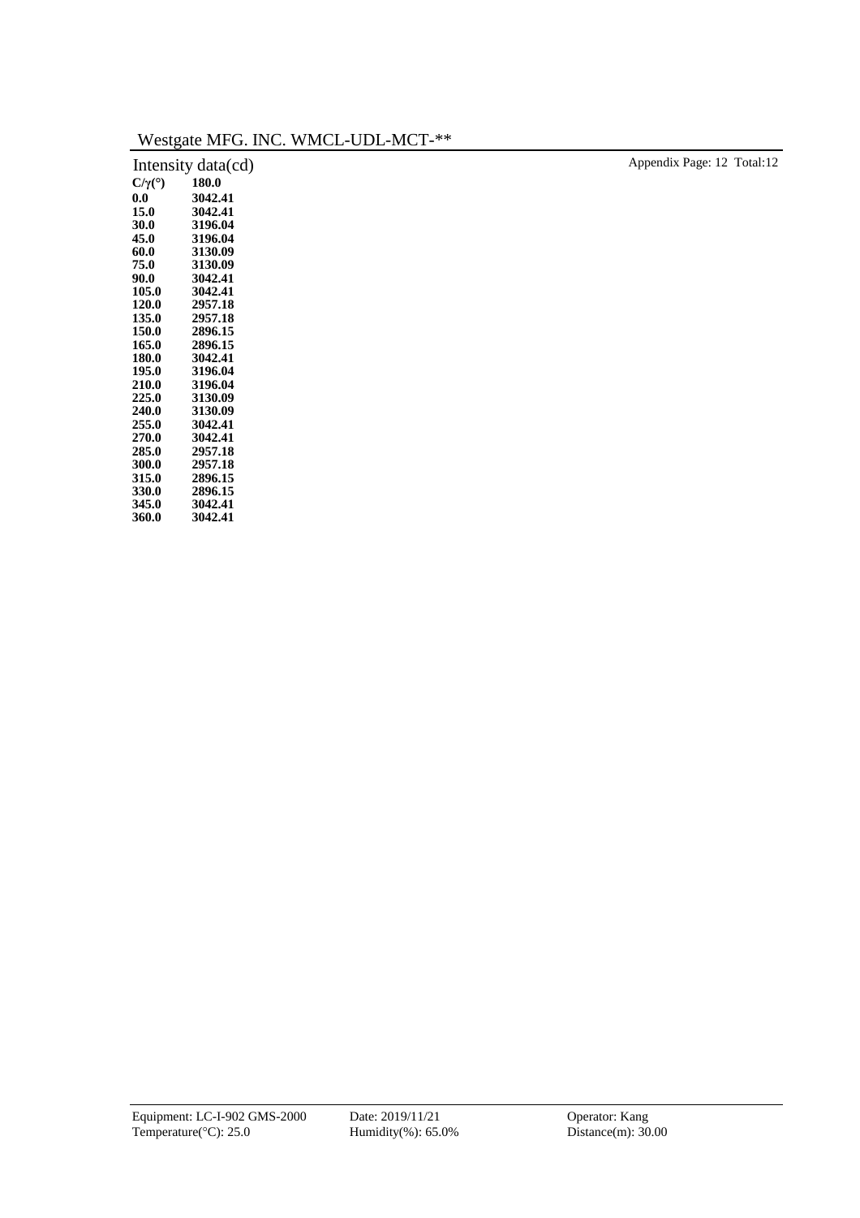Westgate MFG. INC. WMCL-UDL-MCT-**

Intensity data(cd)

| C/γ(°) | 180.0 |
|---|---|
| 0.0 | 3042.41 |
| 15.0 | 3042.41 |
| 30.0 | 3196.04 |
| 45.0 | 3196.04 |
| 60.0 | 3130.09 |
| 75.0 | 3130.09 |
| 90.0 | 3042.41 |
| 105.0 | 3042.41 |
| 120.0 | 2957.18 |
| 135.0 | 2957.18 |
| 150.0 | 2896.15 |
| 165.0 | 2896.15 |
| 180.0 | 3042.41 |
| 195.0 | 3196.04 |
| 210.0 | 3196.04 |
| 225.0 | 3130.09 |
| 240.0 | 3130.09 |
| 255.0 | 3042.41 |
| 270.0 | 3042.41 |
| 285.0 | 2957.18 |
| 300.0 | 2957.18 |
| 315.0 | 2896.15 |
| 330.0 | 2896.15 |
| 345.0 | 3042.41 |
| 360.0 | 3042.41 |

Equipment: LC-I-902 GMS-2000    Date: 2019/11/21    Operator: Kang
Temperature(°C): 25.0    Humidity(%): 65.0%    Distance(m): 30.00